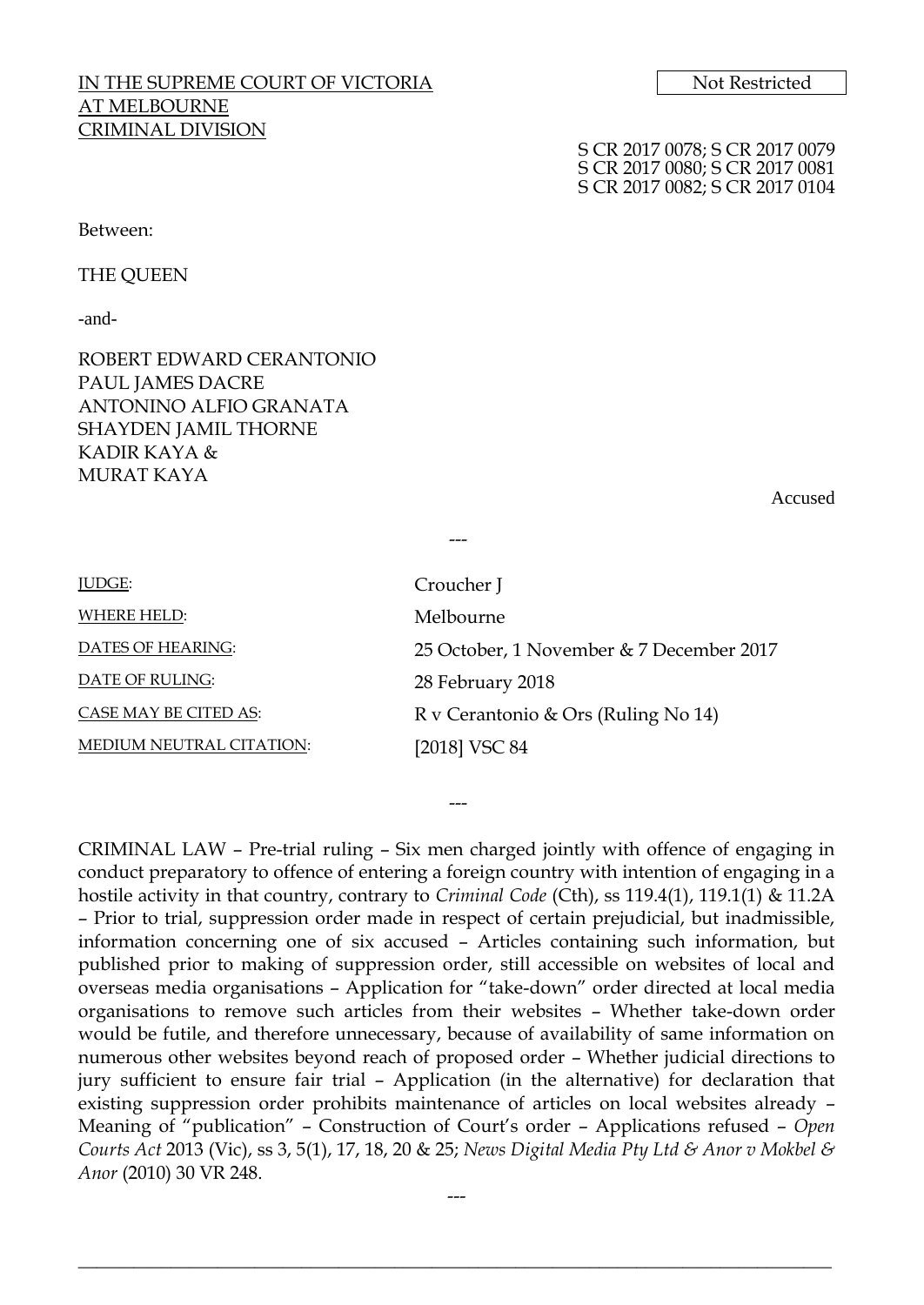IN THE SUPREME COURT OF VICTORIA
AT MELBOURNE
CRIMINAL DIVISION

Not Restricted

S CR 2017 0078; S CR 2017 0079
S CR 2017 0080; S CR 2017 0081
S CR 2017 0082; S CR 2017 0104

Between:

THE QUEEN

-and-

ROBERT EDWARD CERANTONIO
PAUL JAMES DACRE
ANTONINO ALFIO GRANATA
SHAYDEN JAMIL THORNE
KADIR KAYA &
MURAT KAYA

Accused

---

| | |
|---|---|
| JUDGE: | Croucher J |
| WHERE HELD: | Melbourne |
| DATES OF HEARING: | 25 October, 1 November & 7 December 2017 |
| DATE OF RULING: | 28 February 2018 |
| CASE MAY BE CITED AS: | R v Cerantonio & Ors (Ruling No 14) |
| MEDIUM NEUTRAL CITATION: | [2018] VSC 84 |

---

CRIMINAL LAW – Pre-trial ruling – Six men charged jointly with offence of engaging in conduct preparatory to offence of entering a foreign country with intention of engaging in a hostile activity in that country, contrary to *Criminal Code* (Cth), ss 119.4(1), 119.1(1) & 11.2A – Prior to trial, suppression order made in respect of certain prejudicial, but inadmissible, information concerning one of six accused – Articles containing such information, but published prior to making of suppression order, still accessible on websites of local and overseas media organisations – Application for "take-down" order directed at local media organisations to remove such articles from their websites – Whether take-down order would be futile, and therefore unnecessary, because of availability of same information on numerous other websites beyond reach of proposed order – Whether judicial directions to jury sufficient to ensure fair trial – Application (in the alternative) for declaration that existing suppression order prohibits maintenance of articles on local websites already – Meaning of "publication" – Construction of Court's order – Applications refused – *Open Courts Act* 2013 (Vic), ss 3, 5(1), 17, 18, 20 & 25; *News Digital Media Pty Ltd & Anor v Mokbel & Anor* (2010) 30 VR 248.

---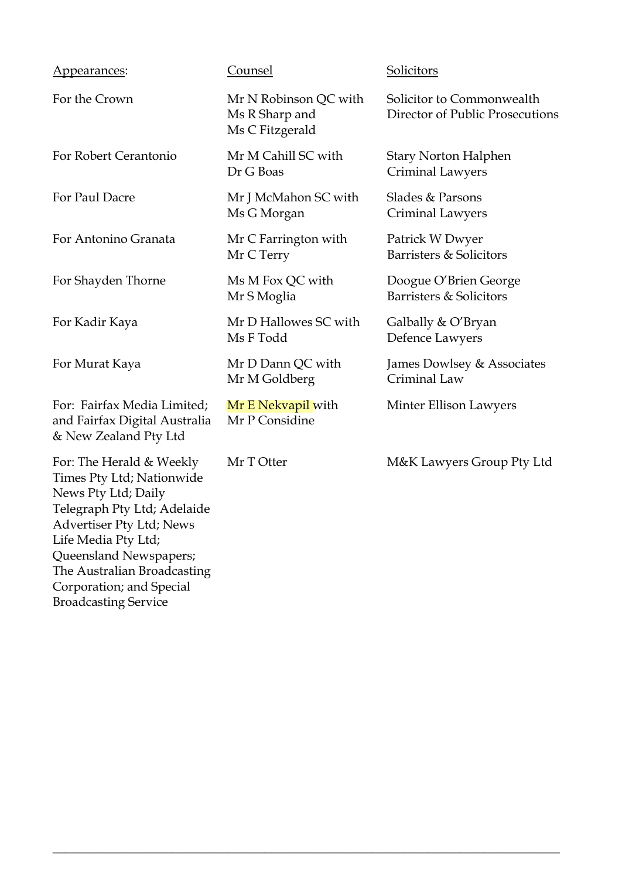| Appearances: | Counsel | Solicitors |
| --- | --- | --- |
| For the Crown | Mr N Robinson QC with Ms R Sharp and Ms C Fitzgerald | Solicitor to Commonwealth Director of Public Prosecutions |
| For Robert Cerantonio | Mr M Cahill SC with Dr G Boas | Stary Norton Halphen Criminal Lawyers |
| For Paul Dacre | Mr J McMahon SC with Ms G Morgan | Slades & Parsons Criminal Lawyers |
| For Antonino Granata | Mr C Farrington with Mr C Terry | Patrick W Dwyer Barristers & Solicitors |
| For Shayden Thorne | Ms M Fox QC with Mr S Moglia | Doogue O'Brien George Barristers & Solicitors |
| For Kadir Kaya | Mr D Hallowes SC with Ms F Todd | Galbally & O'Bryan Defence Lawyers |
| For Murat Kaya | Mr D Dann QC with Mr M Goldberg | James Dowlsey & Associates Criminal Law |
| For: Fairfax Media Limited; and Fairfax Digital Australia & New Zealand Pty Ltd | Mr E Nekvapil with Mr P Considine | Minter Ellison Lawyers |
| For: The Herald & Weekly Times Pty Ltd; Nationwide News Pty Ltd; Daily Telegraph Pty Ltd; Adelaide Advertiser Pty Ltd; News Life Media Pty Ltd; Queensland Newspapers; The Australian Broadcasting Corporation; and Special Broadcasting Service | Mr T Otter | M&K Lawyers Group Pty Ltd |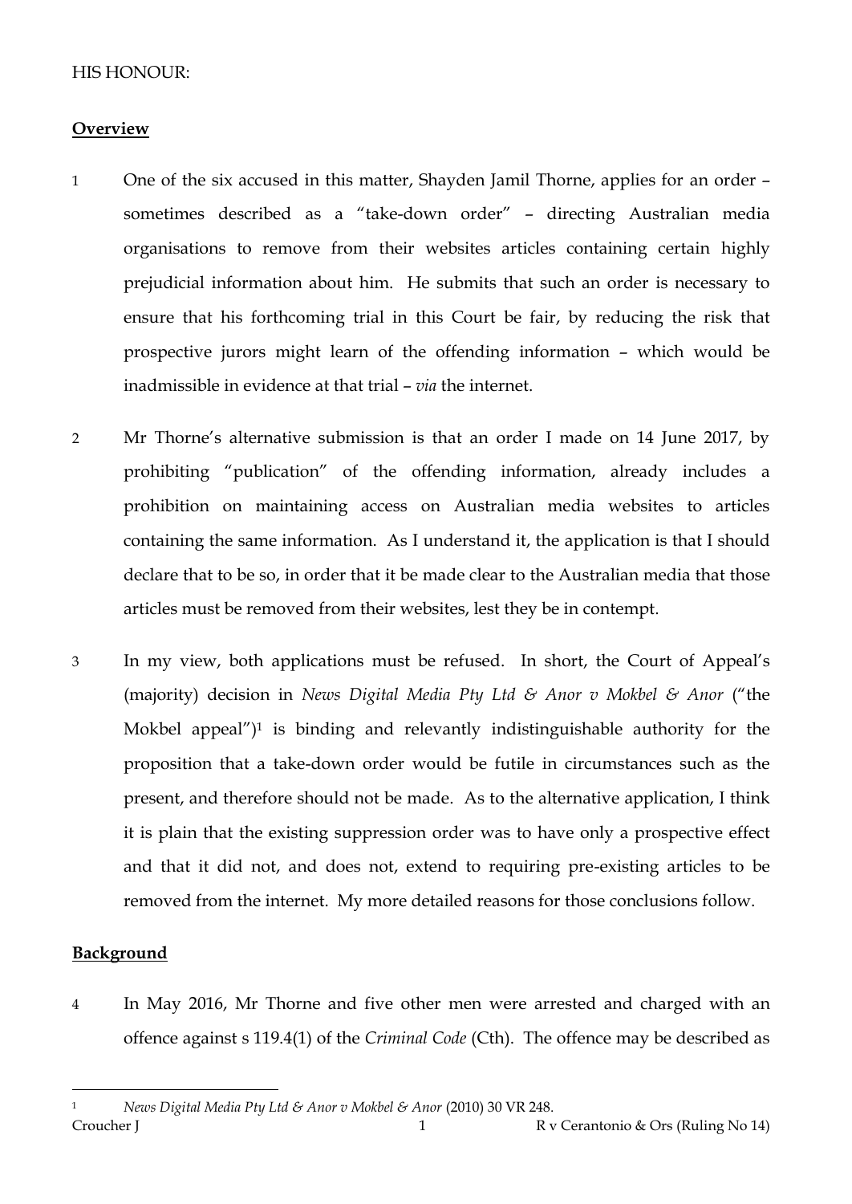HIS HONOUR:

## Overview

1 One of the six accused in this matter, Shayden Jamil Thorne, applies for an order – sometimes described as a "take-down order" – directing Australian media organisations to remove from their websites articles containing certain highly prejudicial information about him. He submits that such an order is necessary to ensure that his forthcoming trial in this Court be fair, by reducing the risk that prospective jurors might learn of the offending information – which would be inadmissible in evidence at that trial – *via* the internet.

2 Mr Thorne's alternative submission is that an order I made on 14 June 2017, by prohibiting "publication" of the offending information, already includes a prohibition on maintaining access on Australian media websites to articles containing the same information. As I understand it, the application is that I should declare that to be so, in order that it be made clear to the Australian media that those articles must be removed from their websites, lest they be in contempt.

3 In my view, both applications must be refused. In short, the Court of Appeal's (majority) decision in *News Digital Media Pty Ltd & Anor v Mokbel & Anor* ("the Mokbel appeal")[1] is binding and relevantly indistinguishable authority for the proposition that a take-down order would be futile in circumstances such as the present, and therefore should not be made. As to the alternative application, I think it is plain that the existing suppression order was to have only a prospective effect and that it did not, and does not, extend to requiring pre-existing articles to be removed from the internet. My more detailed reasons for those conclusions follow.

## Background

4 In May 2016, Mr Thorne and five other men were arrested and charged with an offence against s 119.4(1) of the *Criminal Code* (Cth). The offence may be described as

[1] *News Digital Media Pty Ltd & Anor v Mokbel & Anor* (2010) 30 VR 248.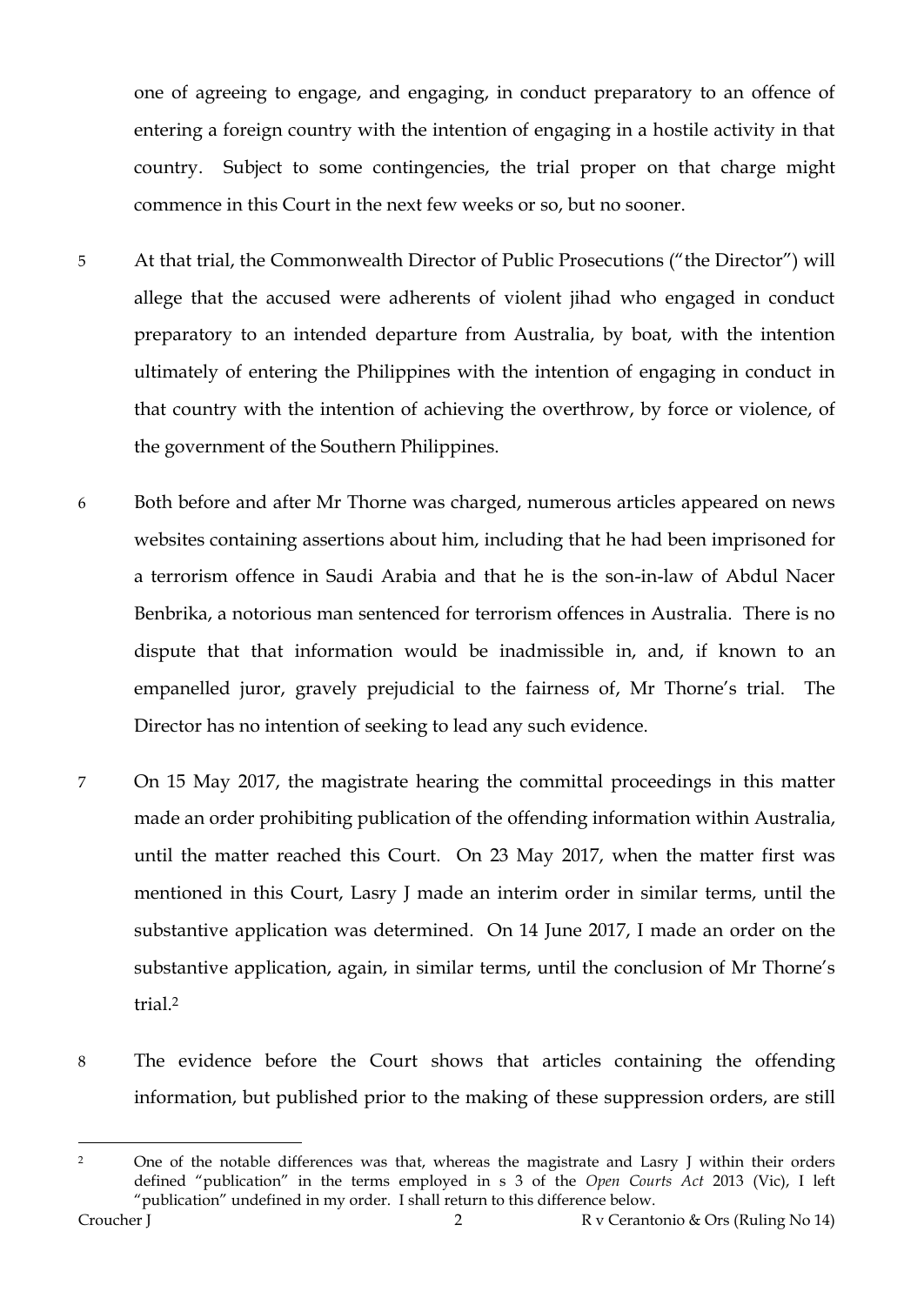one of agreeing to engage, and engaging, in conduct preparatory to an offence of entering a foreign country with the intention of engaging in a hostile activity in that country. Subject to some contingencies, the trial proper on that charge might commence in this Court in the next few weeks or so, but no sooner.

5 At that trial, the Commonwealth Director of Public Prosecutions ("the Director") will allege that the accused were adherents of violent jihad who engaged in conduct preparatory to an intended departure from Australia, by boat, with the intention ultimately of entering the Philippines with the intention of engaging in conduct in that country with the intention of achieving the overthrow, by force or violence, of the government of the Southern Philippines.

6 Both before and after Mr Thorne was charged, numerous articles appeared on news websites containing assertions about him, including that he had been imprisoned for a terrorism offence in Saudi Arabia and that he is the son-in-law of Abdul Nacer Benbrika, a notorious man sentenced for terrorism offences in Australia. There is no dispute that that information would be inadmissible in, and, if known to an empanelled juror, gravely prejudicial to the fairness of, Mr Thorne's trial. The Director has no intention of seeking to lead any such evidence.

7 On 15 May 2017, the magistrate hearing the committal proceedings in this matter made an order prohibiting publication of the offending information within Australia, until the matter reached this Court. On 23 May 2017, when the matter first was mentioned in this Court, Lasry J made an interim order in similar terms, until the substantive application was determined. On 14 June 2017, I made an order on the substantive application, again, in similar terms, until the conclusion of Mr Thorne's trial.[2]

8 The evidence before the Court shows that articles containing the offending information, but published prior to the making of these suppression orders, are still

---

[2] One of the notable differences was that, whereas the magistrate and Lasry J within their orders defined "publication" in the terms employed in s 3 of the *Open Courts Act* 2013 (Vic), I left "publication" undefined in my order. I shall return to this difference below.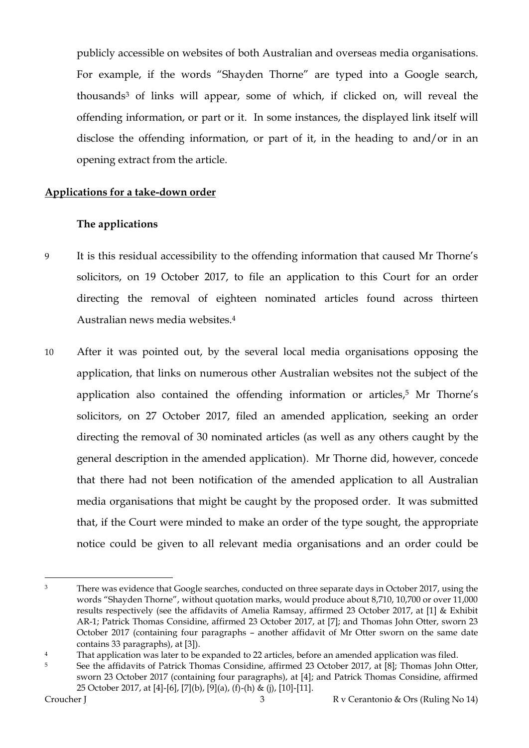publicly accessible on websites of both Australian and overseas media organisations. For example, if the words "Shayden Thorne" are typed into a Google search, thousands[3] of links will appear, some of which, if clicked on, will reveal the offending information, or part or it. In some instances, the displayed link itself will disclose the offending information, or part of it, in the heading to and/or in an opening extract from the article.

## Applications for a take-down order

### The applications

9 It is this residual accessibility to the offending information that caused Mr Thorne's solicitors, on 19 October 2017, to file an application to this Court for an order directing the removal of eighteen nominated articles found across thirteen Australian news media websites.[4]

10 After it was pointed out, by the several local media organisations opposing the application, that links on numerous other Australian websites not the subject of the application also contained the offending information or articles,[5] Mr Thorne's solicitors, on 27 October 2017, filed an amended application, seeking an order directing the removal of 30 nominated articles (as well as any others caught by the general description in the amended application). Mr Thorne did, however, concede that there had not been notification of the amended application to all Australian media organisations that might be caught by the proposed order. It was submitted that, if the Court were minded to make an order of the type sought, the appropriate notice could be given to all relevant media organisations and an order could be

---

[3] There was evidence that Google searches, conducted on three separate days in October 2017, using the words "Shayden Thorne", without quotation marks, would produce about 8,710, 10,700 or over 11,000 results respectively (see the affidavits of Amelia Ramsay, affirmed 23 October 2017, at [1] & Exhibit AR-1; Patrick Thomas Considine, affirmed 23 October 2017, at [7]; and Thomas John Otter, sworn 23 October 2017 (containing four paragraphs – another affidavit of Mr Otter sworn on the same date contains 33 paragraphs), at [3]).

[4] That application was later to be expanded to 22 articles, before an amended application was filed.

[5] See the affidavits of Patrick Thomas Considine, affirmed 23 October 2017, at [8]; Thomas John Otter, sworn 23 October 2017 (containing four paragraphs), at [4]; and Patrick Thomas Considine, affirmed 25 October 2017, at [4]-[6], [7](b), [9](a), (f)-(h) & (j), [10]-[11].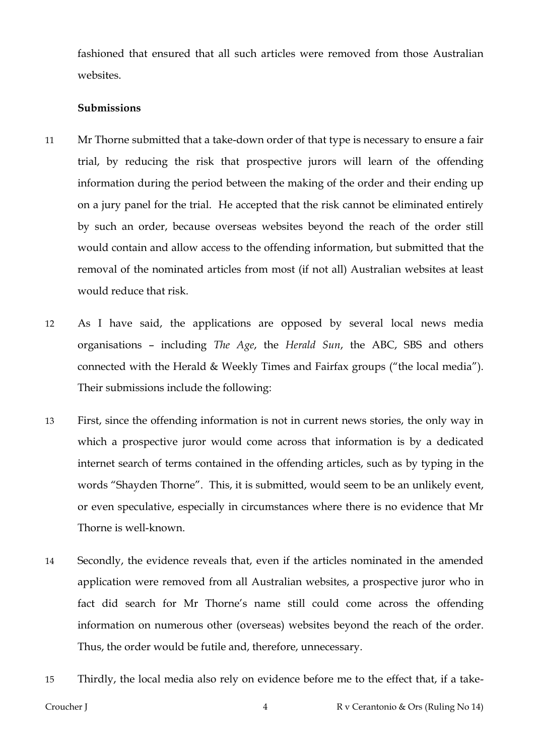fashioned that ensured that all such articles were removed from those Australian websites.

**Submissions**

11 Mr Thorne submitted that a take-down order of that type is necessary to ensure a fair trial, by reducing the risk that prospective jurors will learn of the offending information during the period between the making of the order and their ending up on a jury panel for the trial. He accepted that the risk cannot be eliminated entirely by such an order, because overseas websites beyond the reach of the order still would contain and allow access to the offending information, but submitted that the removal of the nominated articles from most (if not all) Australian websites at least would reduce that risk.

12 As I have said, the applications are opposed by several local news media organisations – including *The Age*, the *Herald Sun*, the ABC, SBS and others connected with the Herald & Weekly Times and Fairfax groups ("the local media"). Their submissions include the following:

13 First, since the offending information is not in current news stories, the only way in which a prospective juror would come across that information is by a dedicated internet search of terms contained in the offending articles, such as by typing in the words "Shayden Thorne". This, it is submitted, would seem to be an unlikely event, or even speculative, especially in circumstances where there is no evidence that Mr Thorne is well-known.

14 Secondly, the evidence reveals that, even if the articles nominated in the amended application were removed from all Australian websites, a prospective juror who in fact did search for Mr Thorne's name still could come across the offending information on numerous other (overseas) websites beyond the reach of the order. Thus, the order would be futile and, therefore, unnecessary.

15 Thirdly, the local media also rely on evidence before me to the effect that, if a take-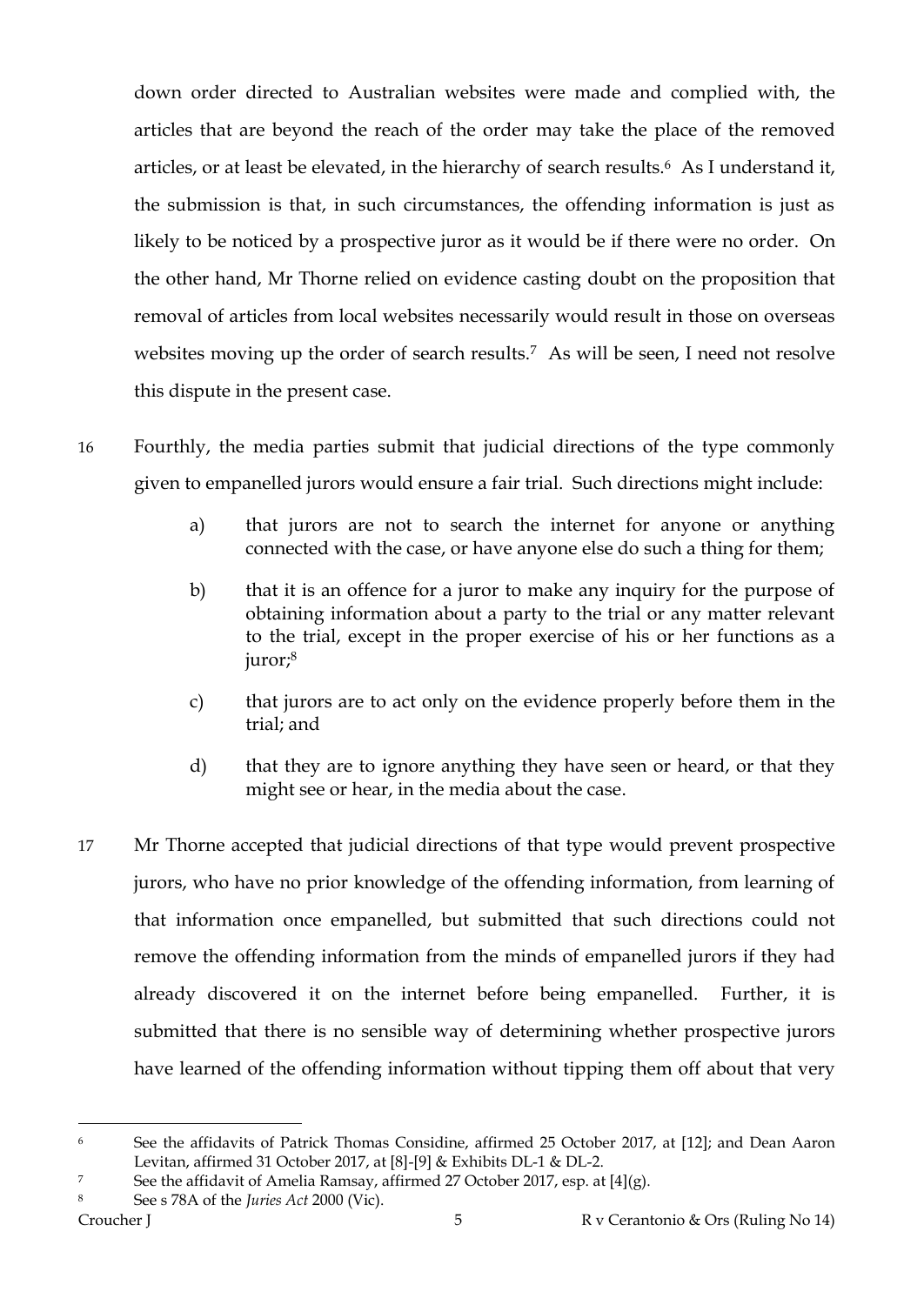down order directed to Australian websites were made and complied with, the articles that are beyond the reach of the order may take the place of the removed articles, or at least be elevated, in the hierarchy of search results.[6] As I understand it, the submission is that, in such circumstances, the offending information is just as likely to be noticed by a prospective juror as it would be if there were no order. On the other hand, Mr Thorne relied on evidence casting doubt on the proposition that removal of articles from local websites necessarily would result in those on overseas websites moving up the order of search results.[7] As will be seen, I need not resolve this dispute in the present case.

16 Fourthly, the media parties submit that judicial directions of the type commonly given to empanelled jurors would ensure a fair trial. Such directions might include:

> a) that jurors are not to search the internet for anyone or anything connected with the case, or have anyone else do such a thing for them;
>
> b) that it is an offence for a juror to make any inquiry for the purpose of obtaining information about a party to the trial or any matter relevant to the trial, except in the proper exercise of his or her functions as a juror;[8]
>
> c) that jurors are to act only on the evidence properly before them in the trial; and
>
> d) that they are to ignore anything they have seen or heard, or that they might see or hear, in the media about the case.

17 Mr Thorne accepted that judicial directions of that type would prevent prospective jurors, who have no prior knowledge of the offending information, from learning of that information once empanelled, but submitted that such directions could not remove the offending information from the minds of empanelled jurors if they had already discovered it on the internet before being empanelled. Further, it is submitted that there is no sensible way of determining whether prospective jurors have learned of the offending information without tipping them off about that very

---

[6] See the affidavits of Patrick Thomas Considine, affirmed 25 October 2017, at [12]; and Dean Aaron Levitan, affirmed 31 October 2017, at [8]-[9] & Exhibits DL-1 & DL-2.

[7] See the affidavit of Amelia Ramsay, affirmed 27 October 2017, esp. at [4](g).

[8] See s 78A of the *Juries Act* 2000 (Vic).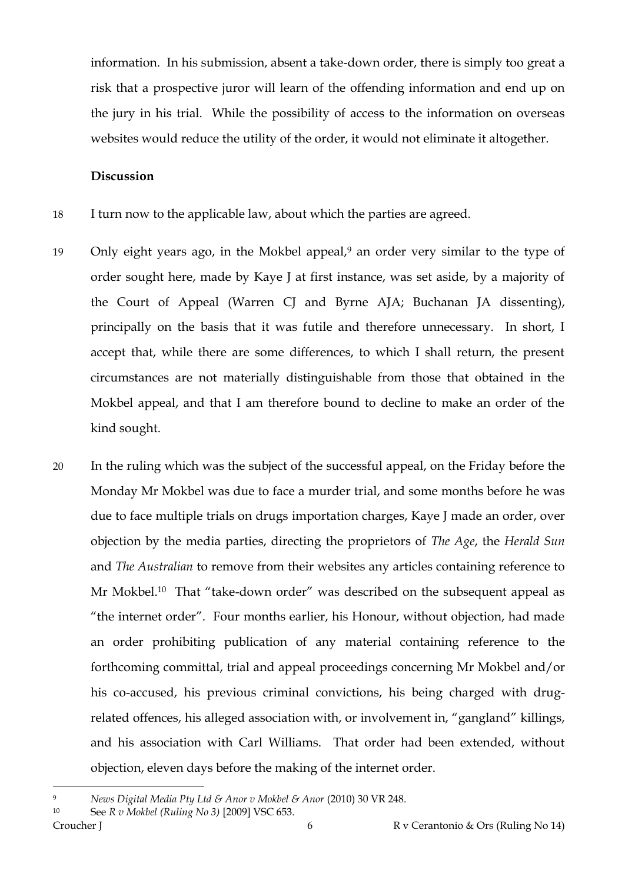information. In his submission, absent a take-down order, there is simply too great a risk that a prospective juror will learn of the offending information and end up on the jury in his trial. While the possibility of access to the information on overseas websites would reduce the utility of the order, it would not eliminate it altogether.

**Discussion**

18 I turn now to the applicable law, about which the parties are agreed.

19 Only eight years ago, in the Mokbel appeal,[9] an order very similar to the type of order sought here, made by Kaye J at first instance, was set aside, by a majority of the Court of Appeal (Warren CJ and Byrne AJA; Buchanan JA dissenting), principally on the basis that it was futile and therefore unnecessary. In short, I accept that, while there are some differences, to which I shall return, the present circumstances are not materially distinguishable from those that obtained in the Mokbel appeal, and that I am therefore bound to decline to make an order of the kind sought.

20 In the ruling which was the subject of the successful appeal, on the Friday before the Monday Mr Mokbel was due to face a murder trial, and some months before he was due to face multiple trials on drugs importation charges, Kaye J made an order, over objection by the media parties, directing the proprietors of *The Age*, the *Herald Sun* and *The Australian* to remove from their websites any articles containing reference to Mr Mokbel.[10] That "take-down order" was described on the subsequent appeal as "the internet order". Four months earlier, his Honour, without objection, had made an order prohibiting publication of any material containing reference to the forthcoming committal, trial and appeal proceedings concerning Mr Mokbel and/or his co-accused, his previous criminal convictions, his being charged with drug-related offences, his alleged association with, or involvement in, "gangland" killings, and his association with Carl Williams. That order had been extended, without objection, eleven days before the making of the internet order.

---

[9] *News Digital Media Pty Ltd & Anor v Mokbel & Anor* (2010) 30 VR 248.

[10] See *R v Mokbel (Ruling No 3)* [2009] VSC 653.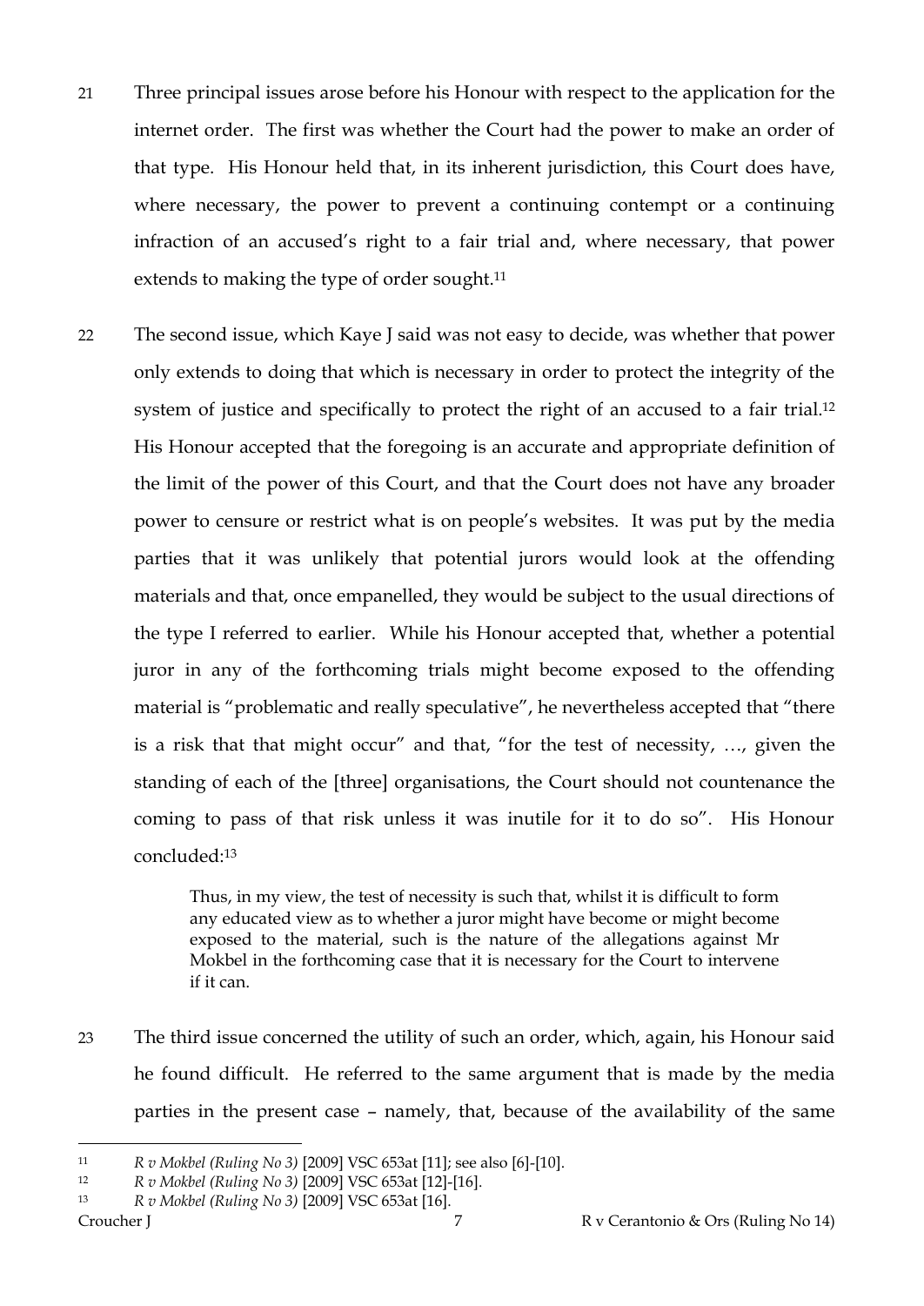21 Three principal issues arose before his Honour with respect to the application for the internet order. The first was whether the Court had the power to make an order of that type. His Honour held that, in its inherent jurisdiction, this Court does have, where necessary, the power to prevent a continuing contempt or a continuing infraction of an accused's right to a fair trial and, where necessary, that power extends to making the type of order sought.[11]

22 The second issue, which Kaye J said was not easy to decide, was whether that power only extends to doing that which is necessary in order to protect the integrity of the system of justice and specifically to protect the right of an accused to a fair trial.[12] His Honour accepted that the foregoing is an accurate and appropriate definition of the limit of the power of this Court, and that the Court does not have any broader power to censure or restrict what is on people's websites. It was put by the media parties that it was unlikely that potential jurors would look at the offending materials and that, once empanelled, they would be subject to the usual directions of the type I referred to earlier. While his Honour accepted that, whether a potential juror in any of the forthcoming trials might become exposed to the offending material is "problematic and really speculative", he nevertheless accepted that "there is a risk that that might occur" and that, "for the test of necessity, …, given the standing of each of the [three] organisations, the Court should not countenance the coming to pass of that risk unless it was inutile for it to do so". His Honour concluded:[13]

> Thus, in my view, the test of necessity is such that, whilst it is difficult to form any educated view as to whether a juror might have become or might become exposed to the material, such is the nature of the allegations against Mr Mokbel in the forthcoming case that it is necessary for the Court to intervene if it can.

23 The third issue concerned the utility of such an order, which, again, his Honour said he found difficult. He referred to the same argument that is made by the media parties in the present case – namely, that, because of the availability of the same

---

[11] *R v Mokbel (Ruling No 3)* [2009] VSC 653at [11]; see also [6]-[10].

[12] *R v Mokbel (Ruling No 3)* [2009] VSC 653at [12]-[16].

[13] *R v Mokbel (Ruling No 3)* [2009] VSC 653at [16].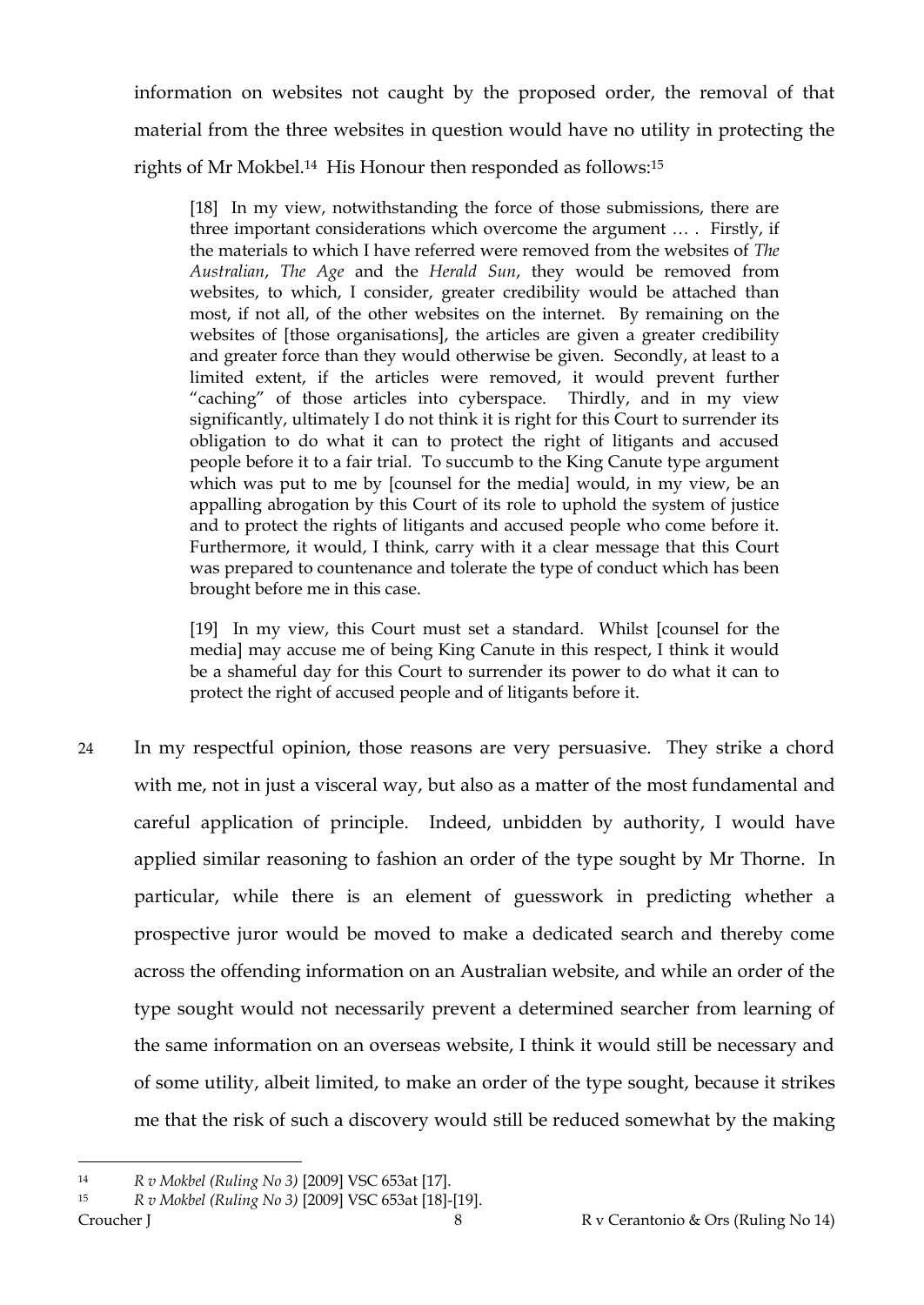information on websites not caught by the proposed order, the removal of that material from the three websites in question would have no utility in protecting the rights of Mr Mokbel.[14] His Honour then responded as follows:[15]

> [18] In my view, notwithstanding the force of those submissions, there are three important considerations which overcome the argument … . Firstly, if the materials to which I have referred were removed from the websites of *The Australian*, *The Age* and the *Herald Sun*, they would be removed from websites, to which, I consider, greater credibility would be attached than most, if not all, of the other websites on the internet. By remaining on the websites of [those organisations], the articles are given a greater credibility and greater force than they would otherwise be given. Secondly, at least to a limited extent, if the articles were removed, it would prevent further "caching" of those articles into cyberspace. Thirdly, and in my view significantly, ultimately I do not think it is right for this Court to surrender its obligation to do what it can to protect the right of litigants and accused people before it to a fair trial. To succumb to the King Canute type argument which was put to me by [counsel for the media] would, in my view, be an appalling abrogation by this Court of its role to uphold the system of justice and to protect the rights of litigants and accused people who come before it. Furthermore, it would, I think, carry with it a clear message that this Court was prepared to countenance and tolerate the type of conduct which has been brought before me in this case.
>
> [19] In my view, this Court must set a standard. Whilst [counsel for the media] may accuse me of being King Canute in this respect, I think it would be a shameful day for this Court to surrender its power to do what it can to protect the right of accused people and of litigants before it.

24 In my respectful opinion, those reasons are very persuasive. They strike a chord with me, not in just a visceral way, but also as a matter of the most fundamental and careful application of principle. Indeed, unbidden by authority, I would have applied similar reasoning to fashion an order of the type sought by Mr Thorne. In particular, while there is an element of guesswork in predicting whether a prospective juror would be moved to make a dedicated search and thereby come across the offending information on an Australian website, and while an order of the type sought would not necessarily prevent a determined searcher from learning of the same information on an overseas website, I think it would still be necessary and of some utility, albeit limited, to make an order of the type sought, because it strikes me that the risk of such a discovery would still be reduced somewhat by the making

---

[14] *R v Mokbel (Ruling No 3)* [2009] VSC 653at [17].

[15] *R v Mokbel (Ruling No 3)* [2009] VSC 653at [18]-[19].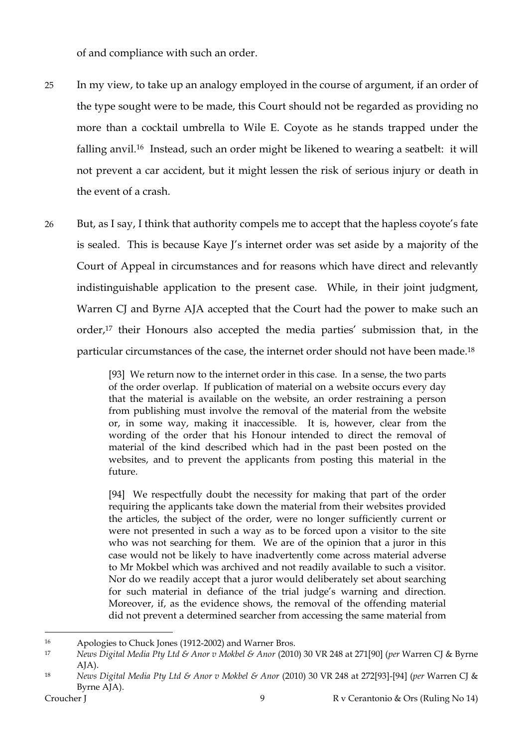of and compliance with such an order.

25 In my view, to take up an analogy employed in the course of argument, if an order of the type sought were to be made, this Court should not be regarded as providing no more than a cocktail umbrella to Wile E. Coyote as he stands trapped under the falling anvil.[16] Instead, such an order might be likened to wearing a seatbelt: it will not prevent a car accident, but it might lessen the risk of serious injury or death in the event of a crash.

26 But, as I say, I think that authority compels me to accept that the hapless coyote's fate is sealed. This is because Kaye J's internet order was set aside by a majority of the Court of Appeal in circumstances and for reasons which have direct and relevantly indistinguishable application to the present case. While, in their joint judgment, Warren CJ and Byrne AJA accepted that the Court had the power to make such an order,[17] their Honours also accepted the media parties' submission that, in the particular circumstances of the case, the internet order should not have been made.[18]

> [93] We return now to the internet order in this case. In a sense, the two parts of the order overlap. If publication of material on a website occurs every day that the material is available on the website, an order restraining a person from publishing must involve the removal of the material from the website or, in some way, making it inaccessible. It is, however, clear from the wording of the order that his Honour intended to direct the removal of material of the kind described which had in the past been posted on the websites, and to prevent the applicants from posting this material in the future.
>
> [94] We respectfully doubt the necessity for making that part of the order requiring the applicants take down the material from their websites provided the articles, the subject of the order, were no longer sufficiently current or were not presented in such a way as to be forced upon a visitor to the site who was not searching for them. We are of the opinion that a juror in this case would not be likely to have inadvertently come across material adverse to Mr Mokbel which was archived and not readily available to such a visitor. Nor do we readily accept that a juror would deliberately set about searching for such material in defiance of the trial judge's warning and direction. Moreover, if, as the evidence shows, the removal of the offending material did not prevent a determined searcher from accessing the same material from

---

[16] Apologies to Chuck Jones (1912-2002) and Warner Bros.

[17] *News Digital Media Pty Ltd & Anor v Mokbel & Anor* (2010) 30 VR 248 at 271[90] (*per* Warren CJ & Byrne AJA).

[18] *News Digital Media Pty Ltd & Anor v Mokbel & Anor* (2010) 30 VR 248 at 272[93]-[94] (*per* Warren CJ & Byrne AJA).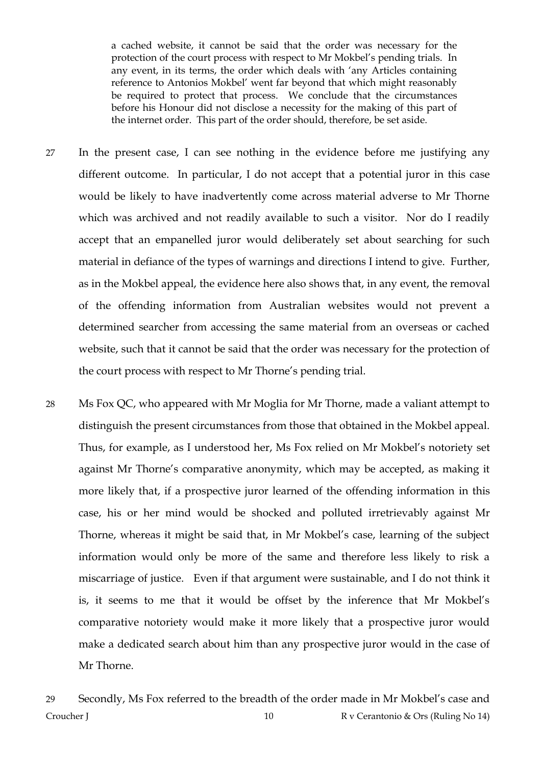> a cached website, it cannot be said that the order was necessary for the protection of the court process with respect to Mr Mokbel's pending trials. In any event, in its terms, the order which deals with 'any Articles containing reference to Antonios Mokbel' went far beyond that which might reasonably be required to protect that process. We conclude that the circumstances before his Honour did not disclose a necessity for the making of this part of the internet order. This part of the order should, therefore, be set aside.

27 In the present case, I can see nothing in the evidence before me justifying any different outcome. In particular, I do not accept that a potential juror in this case would be likely to have inadvertently come across material adverse to Mr Thorne which was archived and not readily available to such a visitor. Nor do I readily accept that an empanelled juror would deliberately set about searching for such material in defiance of the types of warnings and directions I intend to give. Further, as in the Mokbel appeal, the evidence here also shows that, in any event, the removal of the offending information from Australian websites would not prevent a determined searcher from accessing the same material from an overseas or cached website, such that it cannot be said that the order was necessary for the protection of the court process with respect to Mr Thorne's pending trial.

28 Ms Fox QC, who appeared with Mr Moglia for Mr Thorne, made a valiant attempt to distinguish the present circumstances from those that obtained in the Mokbel appeal. Thus, for example, as I understood her, Ms Fox relied on Mr Mokbel's notoriety set against Mr Thorne's comparative anonymity, which may be accepted, as making it more likely that, if a prospective juror learned of the offending information in this case, his or her mind would be shocked and polluted irretrievably against Mr Thorne, whereas it might be said that, in Mr Mokbel's case, learning of the subject information would only be more of the same and therefore less likely to risk a miscarriage of justice. Even if that argument were sustainable, and I do not think it is, it seems to me that it would be offset by the inference that Mr Mokbel's comparative notoriety would make it more likely that a prospective juror would make a dedicated search about him than any prospective juror would in the case of Mr Thorne.

29 Secondly, Ms Fox referred to the breadth of the order made in Mr Mokbel's case and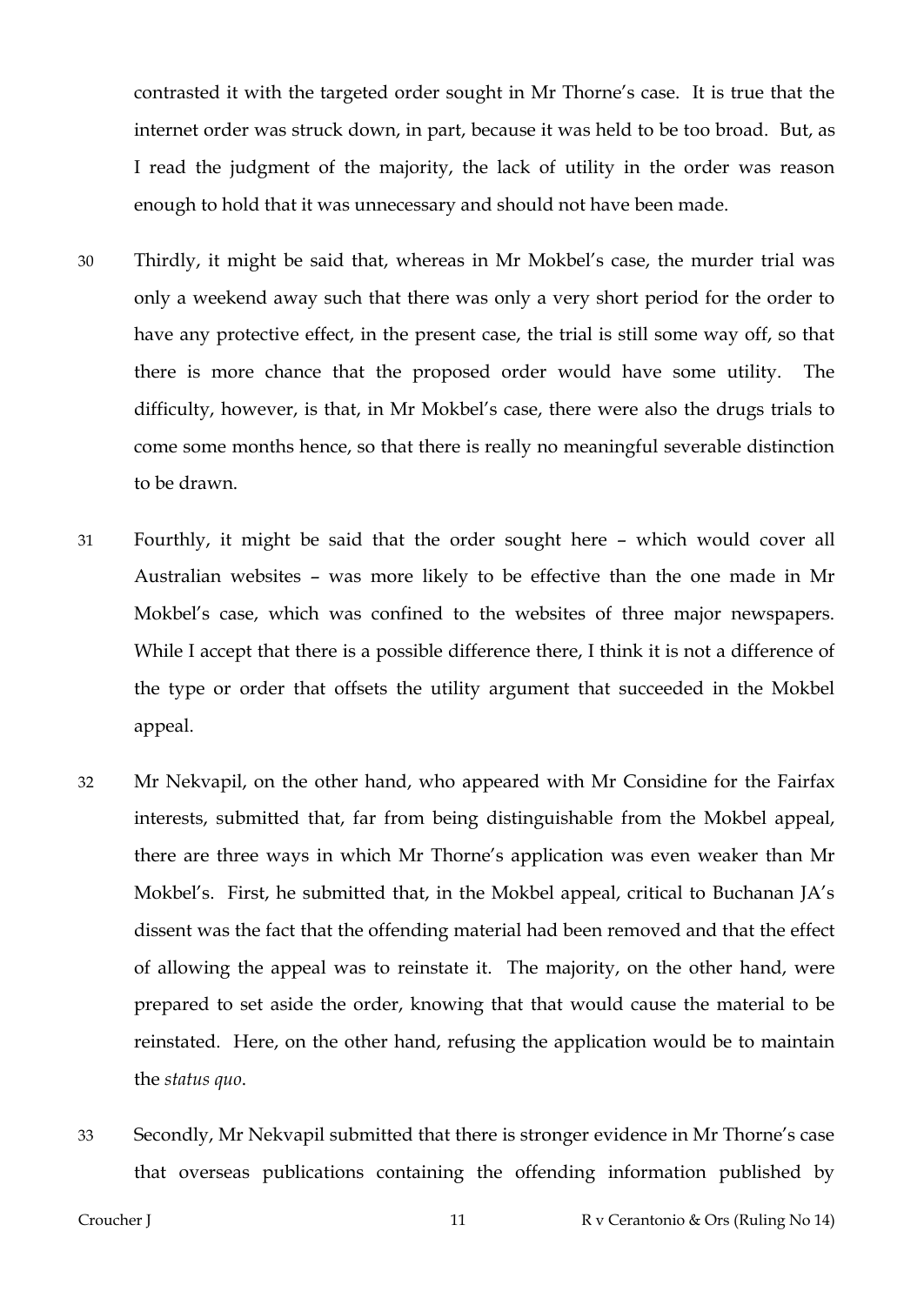contrasted it with the targeted order sought in Mr Thorne's case. It is true that the internet order was struck down, in part, because it was held to be too broad. But, as I read the judgment of the majority, the lack of utility in the order was reason enough to hold that it was unnecessary and should not have been made.

30 Thirdly, it might be said that, whereas in Mr Mokbel's case, the murder trial was only a weekend away such that there was only a very short period for the order to have any protective effect, in the present case, the trial is still some way off, so that there is more chance that the proposed order would have some utility. The difficulty, however, is that, in Mr Mokbel's case, there were also the drugs trials to come some months hence, so that there is really no meaningful severable distinction to be drawn.

31 Fourthly, it might be said that the order sought here – which would cover all Australian websites – was more likely to be effective than the one made in Mr Mokbel's case, which was confined to the websites of three major newspapers. While I accept that there is a possible difference there, I think it is not a difference of the type or order that offsets the utility argument that succeeded in the Mokbel appeal.

32 Mr Nekvapil, on the other hand, who appeared with Mr Considine for the Fairfax interests, submitted that, far from being distinguishable from the Mokbel appeal, there are three ways in which Mr Thorne's application was even weaker than Mr Mokbel's. First, he submitted that, in the Mokbel appeal, critical to Buchanan JA's dissent was the fact that the offending material had been removed and that the effect of allowing the appeal was to reinstate it. The majority, on the other hand, were prepared to set aside the order, knowing that that would cause the material to be reinstated. Here, on the other hand, refusing the application would be to maintain the *status quo*.

33 Secondly, Mr Nekvapil submitted that there is stronger evidence in Mr Thorne's case that overseas publications containing the offending information published by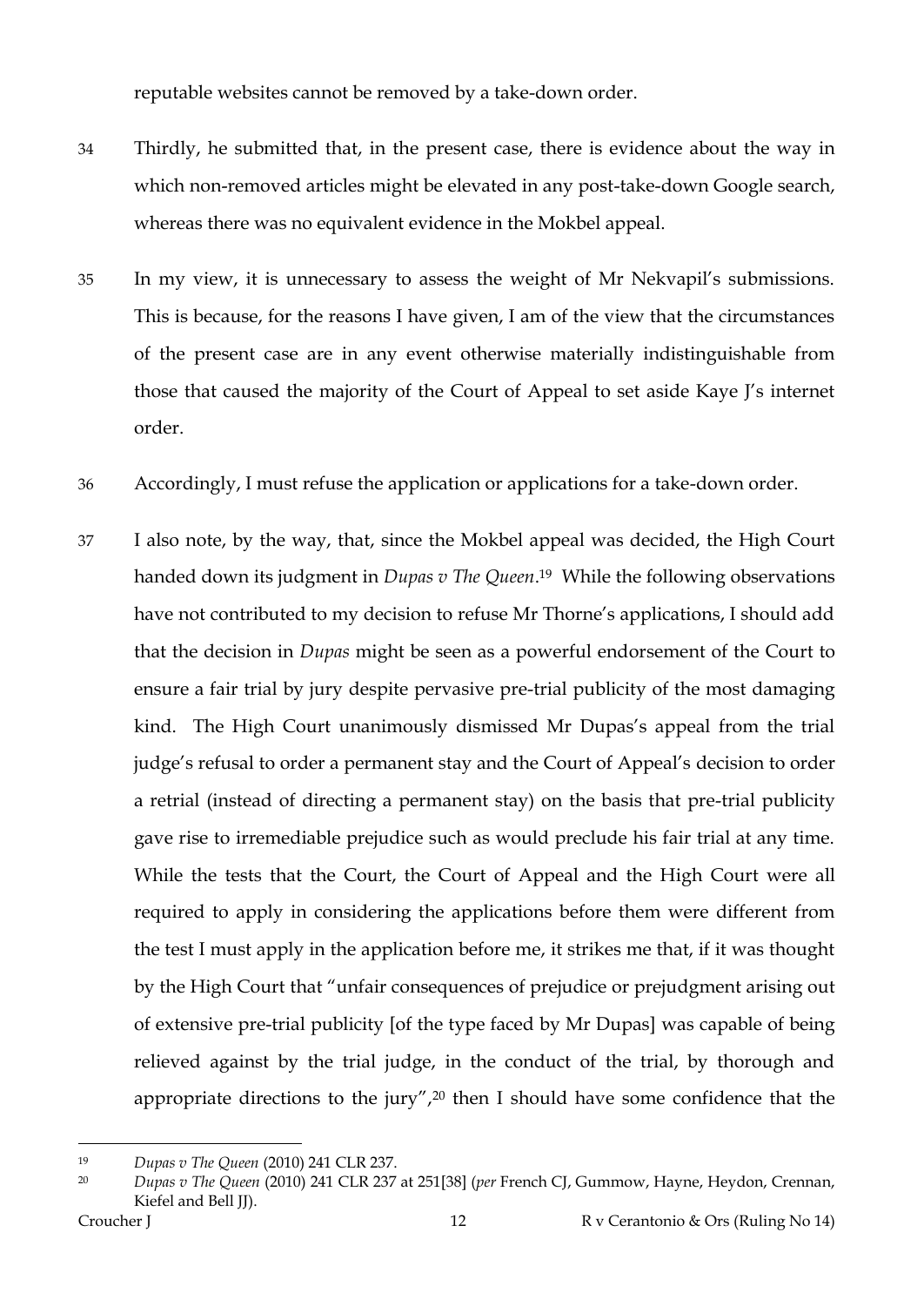reputable websites cannot be removed by a take-down order.

34 Thirdly, he submitted that, in the present case, there is evidence about the way in which non-removed articles might be elevated in any post-take-down Google search, whereas there was no equivalent evidence in the Mokbel appeal.

35 In my view, it is unnecessary to assess the weight of Mr Nekvapil's submissions. This is because, for the reasons I have given, I am of the view that the circumstances of the present case are in any event otherwise materially indistinguishable from those that caused the majority of the Court of Appeal to set aside Kaye J's internet order.

36 Accordingly, I must refuse the application or applications for a take-down order.

37 I also note, by the way, that, since the Mokbel appeal was decided, the High Court handed down its judgment in *Dupas v The Queen*.[19] While the following observations have not contributed to my decision to refuse Mr Thorne's applications, I should add that the decision in *Dupas* might be seen as a powerful endorsement of the Court to ensure a fair trial by jury despite pervasive pre-trial publicity of the most damaging kind. The High Court unanimously dismissed Mr Dupas's appeal from the trial judge's refusal to order a permanent stay and the Court of Appeal's decision to order a retrial (instead of directing a permanent stay) on the basis that pre-trial publicity gave rise to irremediable prejudice such as would preclude his fair trial at any time. While the tests that the Court, the Court of Appeal and the High Court were all required to apply in considering the applications before them were different from the test I must apply in the application before me, it strikes me that, if it was thought by the High Court that "unfair consequences of prejudice or prejudgment arising out of extensive pre-trial publicity [of the type faced by Mr Dupas] was capable of being relieved against by the trial judge, in the conduct of the trial, by thorough and appropriate directions to the jury",[20] then I should have some confidence that the

---

[19] *Dupas v The Queen* (2010) 241 CLR 237.

[20] *Dupas v The Queen* (2010) 241 CLR 237 at 251[38] (*per* French CJ, Gummow, Hayne, Heydon, Crennan, Kiefel and Bell JJ).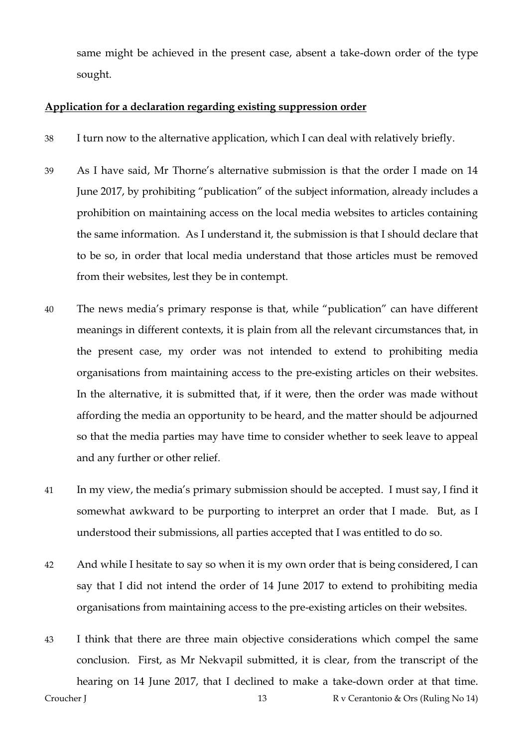same might be achieved in the present case, absent a take-down order of the type sought.

## Application for a declaration regarding existing suppression order

38 I turn now to the alternative application, which I can deal with relatively briefly.

39 As I have said, Mr Thorne's alternative submission is that the order I made on 14 June 2017, by prohibiting "publication" of the subject information, already includes a prohibition on maintaining access on the local media websites to articles containing the same information. As I understand it, the submission is that I should declare that to be so, in order that local media understand that those articles must be removed from their websites, lest they be in contempt.

40 The news media's primary response is that, while "publication" can have different meanings in different contexts, it is plain from all the relevant circumstances that, in the present case, my order was not intended to extend to prohibiting media organisations from maintaining access to the pre-existing articles on their websites. In the alternative, it is submitted that, if it were, then the order was made without affording the media an opportunity to be heard, and the matter should be adjourned so that the media parties may have time to consider whether to seek leave to appeal and any further or other relief.

41 In my view, the media's primary submission should be accepted. I must say, I find it somewhat awkward to be purporting to interpret an order that I made. But, as I understood their submissions, all parties accepted that I was entitled to do so.

42 And while I hesitate to say so when it is my own order that is being considered, I can say that I did not intend the order of 14 June 2017 to extend to prohibiting media organisations from maintaining access to the pre-existing articles on their websites.

43 I think that there are three main objective considerations which compel the same conclusion. First, as Mr Nekvapil submitted, it is clear, from the transcript of the hearing on 14 June 2017, that I declined to make a take-down order at that time.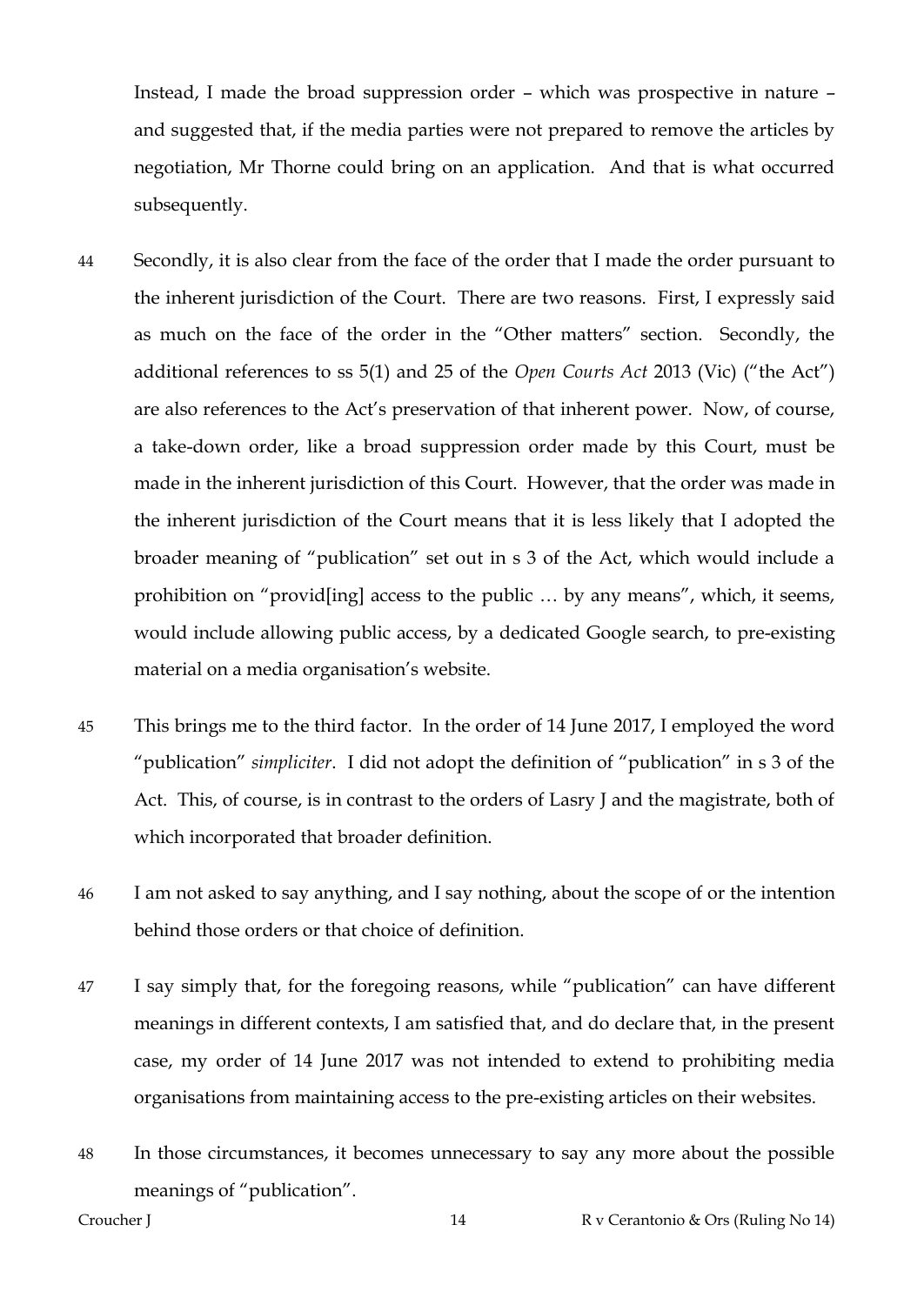Instead, I made the broad suppression order – which was prospective in nature – and suggested that, if the media parties were not prepared to remove the articles by negotiation, Mr Thorne could bring on an application. And that is what occurred subsequently.

44 Secondly, it is also clear from the face of the order that I made the order pursuant to the inherent jurisdiction of the Court. There are two reasons. First, I expressly said as much on the face of the order in the "Other matters" section. Secondly, the additional references to ss 5(1) and 25 of the *Open Courts Act* 2013 (Vic) ("the Act") are also references to the Act's preservation of that inherent power. Now, of course, a take-down order, like a broad suppression order made by this Court, must be made in the inherent jurisdiction of this Court. However, that the order was made in the inherent jurisdiction of the Court means that it is less likely that I adopted the broader meaning of "publication" set out in s 3 of the Act, which would include a prohibition on "provid[ing] access to the public … by any means", which, it seems, would include allowing public access, by a dedicated Google search, to pre-existing material on a media organisation's website.

45 This brings me to the third factor. In the order of 14 June 2017, I employed the word "publication" *simpliciter*. I did not adopt the definition of "publication" in s 3 of the Act. This, of course, is in contrast to the orders of Lasry J and the magistrate, both of which incorporated that broader definition.

46 I am not asked to say anything, and I say nothing, about the scope of or the intention behind those orders or that choice of definition.

47 I say simply that, for the foregoing reasons, while "publication" can have different meanings in different contexts, I am satisfied that, and do declare that, in the present case, my order of 14 June 2017 was not intended to extend to prohibiting media organisations from maintaining access to the pre-existing articles on their websites.

48 In those circumstances, it becomes unnecessary to say any more about the possible meanings of "publication".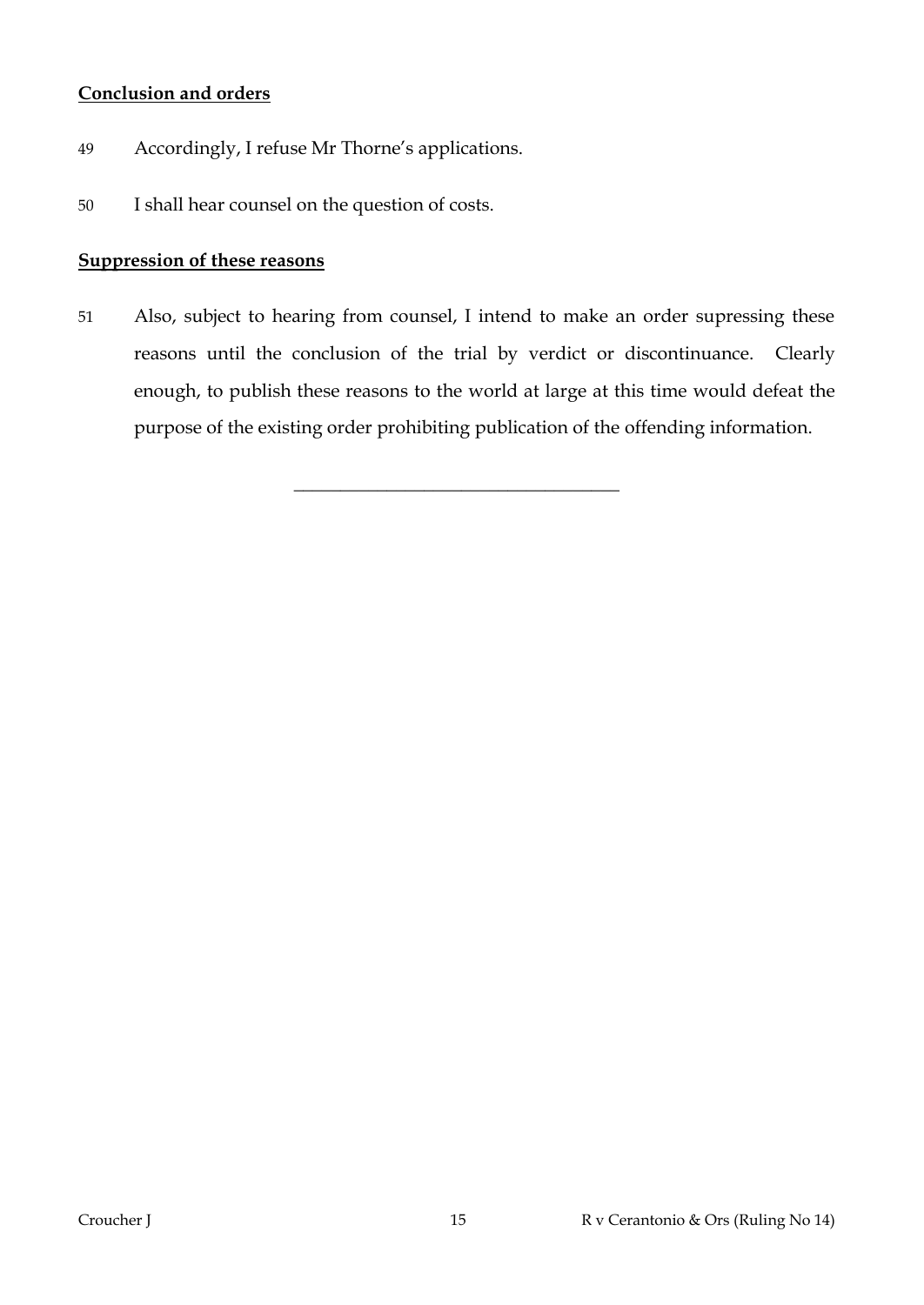**Conclusion and orders**

49 Accordingly, I refuse Mr Thorne's applications.

50 I shall hear counsel on the question of costs.

**Suppression of these reasons**

51 Also, subject to hearing from counsel, I intend to make an order supressing these reasons until the conclusion of the trial by verdict or discontinuance. Clearly enough, to publish these reasons to the world at large at this time would defeat the purpose of the existing order prohibiting publication of the offending information.

---